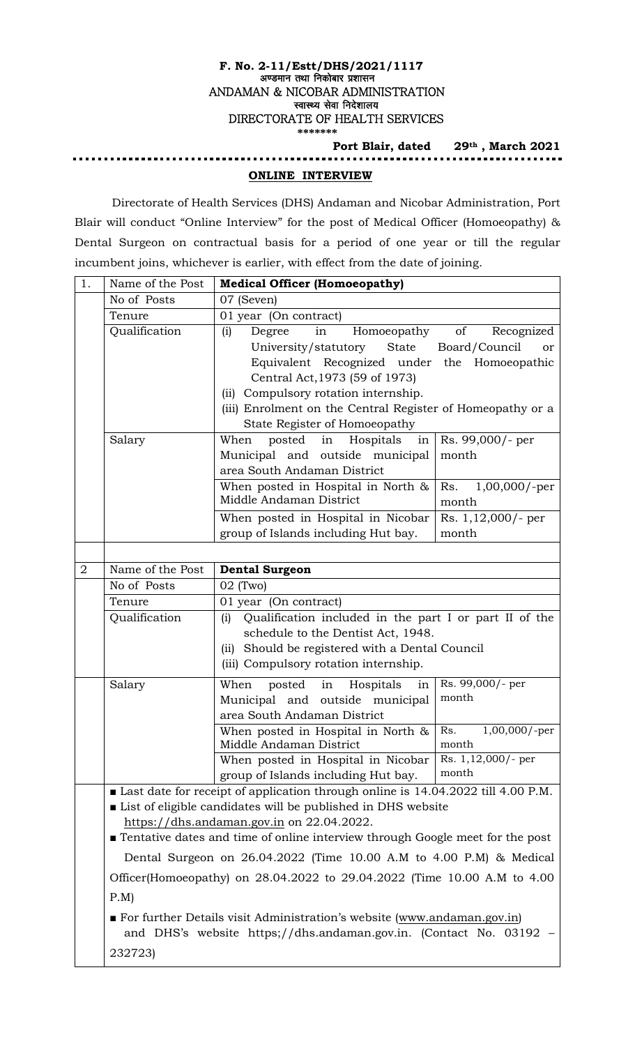**F. No. 2-11/Estt/DHS/2021/1117**

अण्डमान तथा निकोबार प्रशासन

ANDAMAN & NICOBAR ADMINISTRATION

स्वास्थ्य सेवा निदेशालय

DIRECTORATE OF HEALTH SERVICES

\*\*\*\*\*\*\*

**Port Blair, dated 29th , March 2021**

## ONLINE INTERVIEW

Directorate of Health Services (DHS) Andaman and Nicobar Administration, Port Blair will conduct "Online Interview" for the post of Medical Officer (Homoeopathy) & Dental Surgeon on contractual basis for a period of one year or till the regular incumbent joins, whichever is earlier, with effect from the date of joining.

| 1. | Name of the Post | **Medical Officer (Homoeopathy)** | |
|---|---|---|---|
| | No of Posts | 07 (Seven) | |
| | Tenure | 01 year (On contract) | |
| | Qualification | (i) Degree in Homoeopathy of Recognized University/statutory State Board/Council or Equivalent Recognized under the Homoeopathic Central Act,1973 (59 of 1973)<br>(ii) Compulsory rotation internship.<br>(iii) Enrolment on the Central Register of Homeopathy or a State Register of Homoeopathy | |
| | Salary | When posted in Hospitals in Municipal and outside municipal area South Andaman District | Rs. 99,000/- per month |
| | | When posted in Hospital in North & Middle Andaman District | Rs. 1,00,000/-per month |
| | | When posted in Hospital in Nicobar group of Islands including Hut bay. | Rs. 1,12,000/- per month |
| | | | |
| 2 | Name of the Post | **Dental Surgeon** | |
| | No of Posts | 02 (Two) | |
| | Tenure | 01 year (On contract) | |
| | Qualification | (i) Qualification included in the part I or part II of the schedule to the Dentist Act, 1948.<br>(ii) Should be registered with a Dental Council<br>(iii) Compulsory rotation internship. | |
| | Salary | When posted in Hospitals in Municipal and outside municipal area South Andaman District | Rs. 99,000/- per month |
| | | When posted in Hospital in North & Middle Andaman District | Rs. 1,00,000/-per month |
| | | When posted in Hospital in Nicobar group of Islands including Hut bay. | Rs. 1,12,000/- per month |

- Last date for receipt of application through online is 14.04.2022 till 4.00 P.M.
- List of eligible candidates will be published in DHS website https://dhs.andaman.gov.in on 22.04.2022.
- Tentative dates and time of online interview through Google meet for the post Dental Surgeon on 26.04.2022 (Time 10.00 A.M to 4.00 P.M) & Medical Officer(Homoeopathy) on 28.04.2022 to 29.04.2022 (Time 10.00 A.M to 4.00 P.M)
- For further Details visit Administration's website (www.andaman.gov.in) and DHS's website https;//dhs.andaman.gov.in. (Contact No. 03192 – 232723)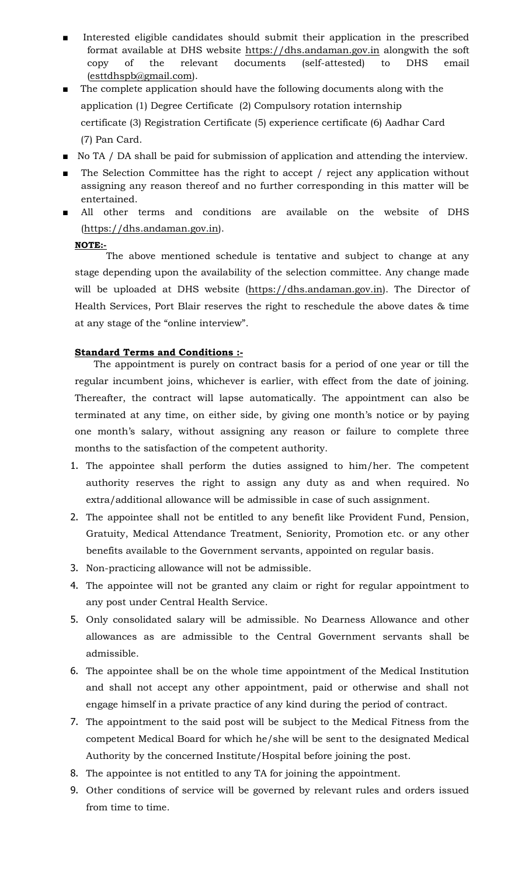- Interested eligible candidates should submit their application in the prescribed format available at DHS website https://dhs.andaman.gov.in alongwith the soft copy of the relevant documents (self-attested) to DHS email (esttdhspb@gmail.com).
- The complete application should have the following documents along with the application (1) Degree Certificate (2) Compulsory rotation internship certificate (3) Registration Certificate (5) experience certificate (6) Aadhar Card (7) Pan Card.
- No TA / DA shall be paid for submission of application and attending the interview.
- The Selection Committee has the right to accept / reject any application without assigning any reason thereof and no further corresponding in this matter will be entertained.
- All other terms and conditions are available on the website of DHS (https://dhs.andaman.gov.in).

**NOTE:-**

The above mentioned schedule is tentative and subject to change at any stage depending upon the availability of the selection committee. Any change made will be uploaded at DHS website (https://dhs.andaman.gov.in). The Director of Health Services, Port Blair reserves the right to reschedule the above dates & time at any stage of the "online interview".

**Standard Terms and Conditions :-**

The appointment is purely on contract basis for a period of one year or till the regular incumbent joins, whichever is earlier, with effect from the date of joining. Thereafter, the contract will lapse automatically. The appointment can also be terminated at any time, on either side, by giving one month's notice or by paying one month's salary, without assigning any reason or failure to complete three months to the satisfaction of the competent authority.

1. The appointee shall perform the duties assigned to him/her. The competent authority reserves the right to assign any duty as and when required. No extra/additional allowance will be admissible in case of such assignment.
2. The appointee shall not be entitled to any benefit like Provident Fund, Pension, Gratuity, Medical Attendance Treatment, Seniority, Promotion etc. or any other benefits available to the Government servants, appointed on regular basis.
3. Non-practicing allowance will not be admissible.
4. The appointee will not be granted any claim or right for regular appointment to any post under Central Health Service.
5. Only consolidated salary will be admissible. No Dearness Allowance and other allowances as are admissible to the Central Government servants shall be admissible.
6. The appointee shall be on the whole time appointment of the Medical Institution and shall not accept any other appointment, paid or otherwise and shall not engage himself in a private practice of any kind during the period of contract.
7. The appointment to the said post will be subject to the Medical Fitness from the competent Medical Board for which he/she will be sent to the designated Medical Authority by the concerned Institute/Hospital before joining the post.
8. The appointee is not entitled to any TA for joining the appointment.
9. Other conditions of service will be governed by relevant rules and orders issued from time to time.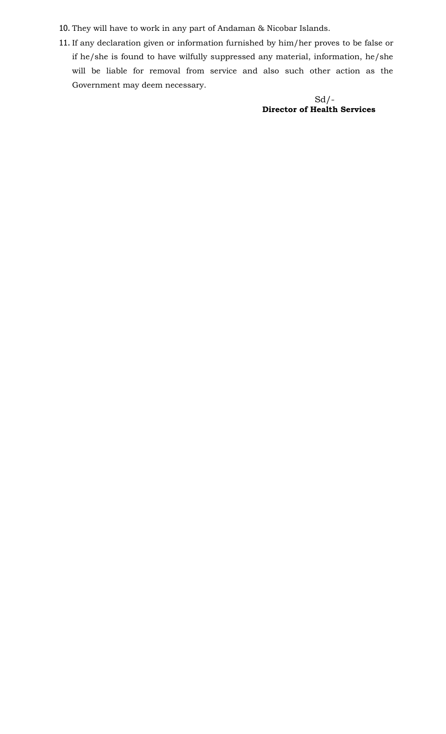10. They will have to work in any part of Andaman & Nicobar Islands.
11. If any declaration given or information furnished by him/her proves to be false or if he/she is found to have wilfully suppressed any material, information, he/she will be liable for removal from service and also such other action as the Government may deem necessary.

Sd/-
**Director of Health Services**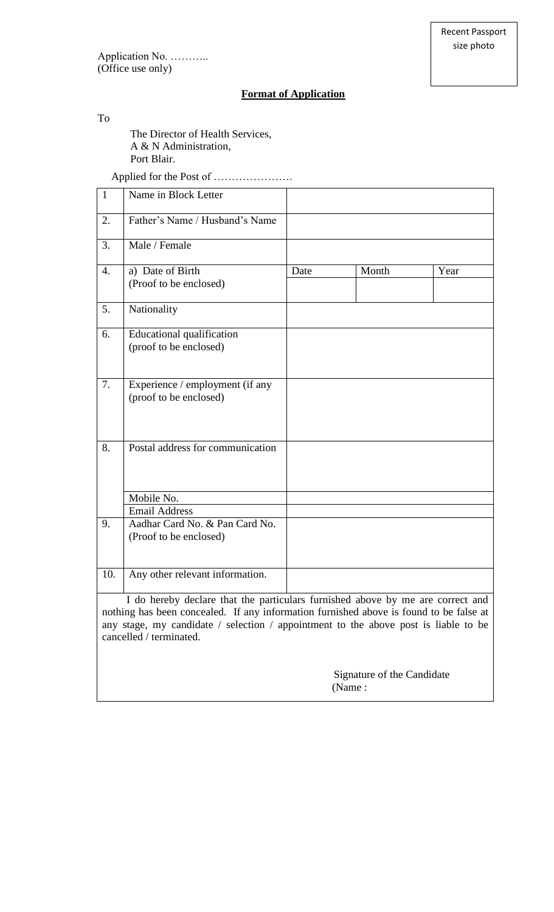Recent Passport size photo

Application No. ………..
(Office use only)

**Format of Application**

To

The Director of Health Services,
A & N Administration,
Port Blair.

Applied for the Post of ………………….

| 1 | Name in Block Letter | | | |
|---|---|---|---|---|
| 2. | Father's Name / Husband's Name | | | |
| 3. | Male / Female | | | |
| 4. | a) Date of Birth (Proof to be enclosed) | Date | Month | Year |
| | | | | |
| 5. | Nationality | | | |
| 6. | Educational qualification (proof to be enclosed) | | | |
| 7. | Experience / employment (if any (proof to be enclosed) | | | |
| 8. | Postal address for communication | | | |
| | Mobile No. | | | |
| | Email Address | | | |
| 9. | Aadhar Card No. & Pan Card No. (Proof to be enclosed) | | | |
| 10. | Any other relevant information. | | | |

I do hereby declare that the particulars furnished above by me are correct and nothing has been concealed. If any information furnished above is found to be false at any stage, my candidate / selection / appointment to the above post is liable to be cancelled / terminated.

Signature of the Candidate
(Name :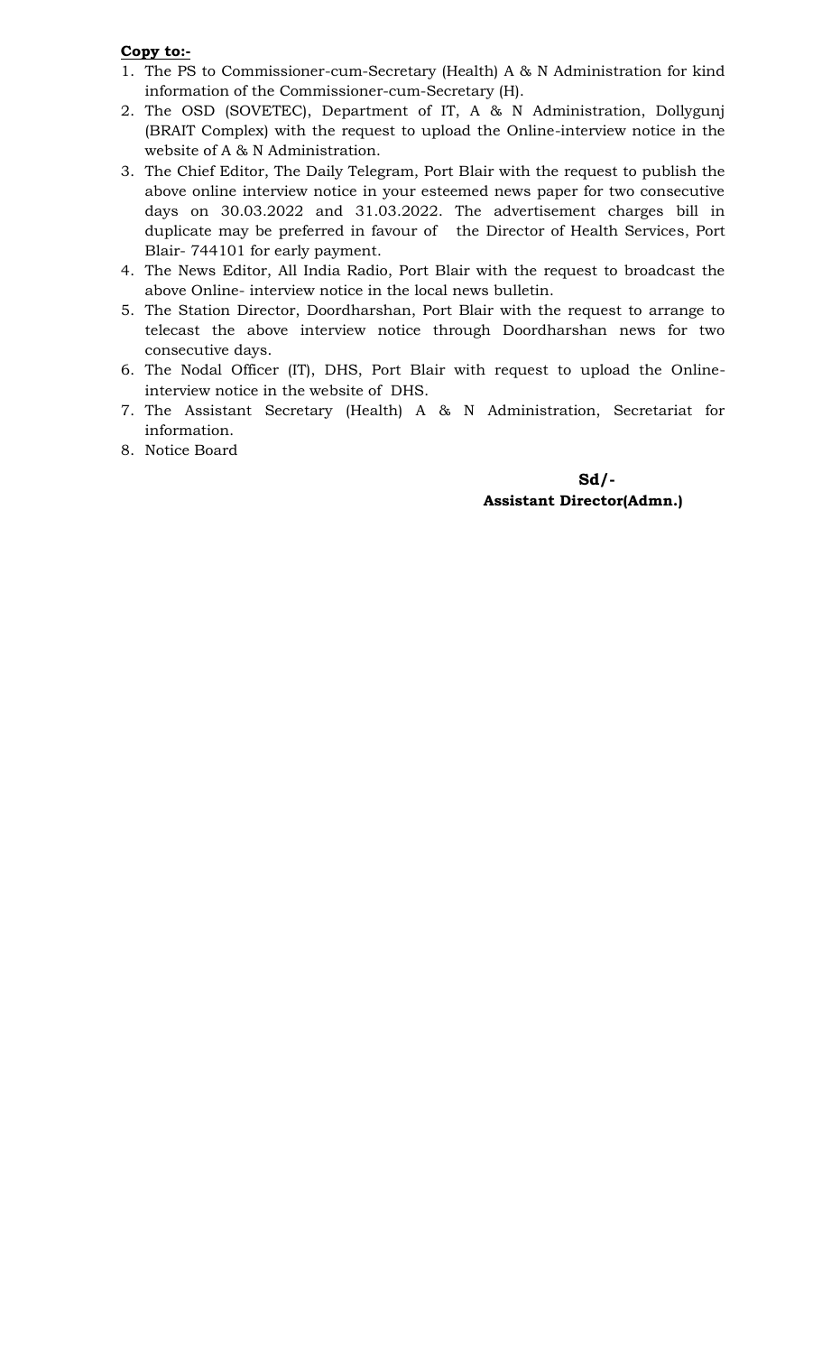**Copy to:-**

1. The PS to Commissioner-cum-Secretary (Health) A & N Administration for kind information of the Commissioner-cum-Secretary (H).
2. The OSD (SOVETEC), Department of IT, A & N Administration, Dollygunj (BRAIT Complex) with the request to upload the Online-interview notice in the website of A & N Administration.
3. The Chief Editor, The Daily Telegram, Port Blair with the request to publish the above online interview notice in your esteemed news paper for two consecutive days on 30.03.2022 and 31.03.2022. The advertisement charges bill in duplicate may be preferred in favour of the Director of Health Services, Port Blair- 744101 for early payment.
4. The News Editor, All India Radio, Port Blair with the request to broadcast the above Online- interview notice in the local news bulletin.
5. The Station Director, Doordharshan, Port Blair with the request to arrange to telecast the above interview notice through Doordharshan news for two consecutive days.
6. The Nodal Officer (IT), DHS, Port Blair with request to upload the Online-interview notice in the website of DHS.
7. The Assistant Secretary (Health) A & N Administration, Secretariat for information.
8. Notice Board

**Sd/-**
**Assistant Director(Admn.)**